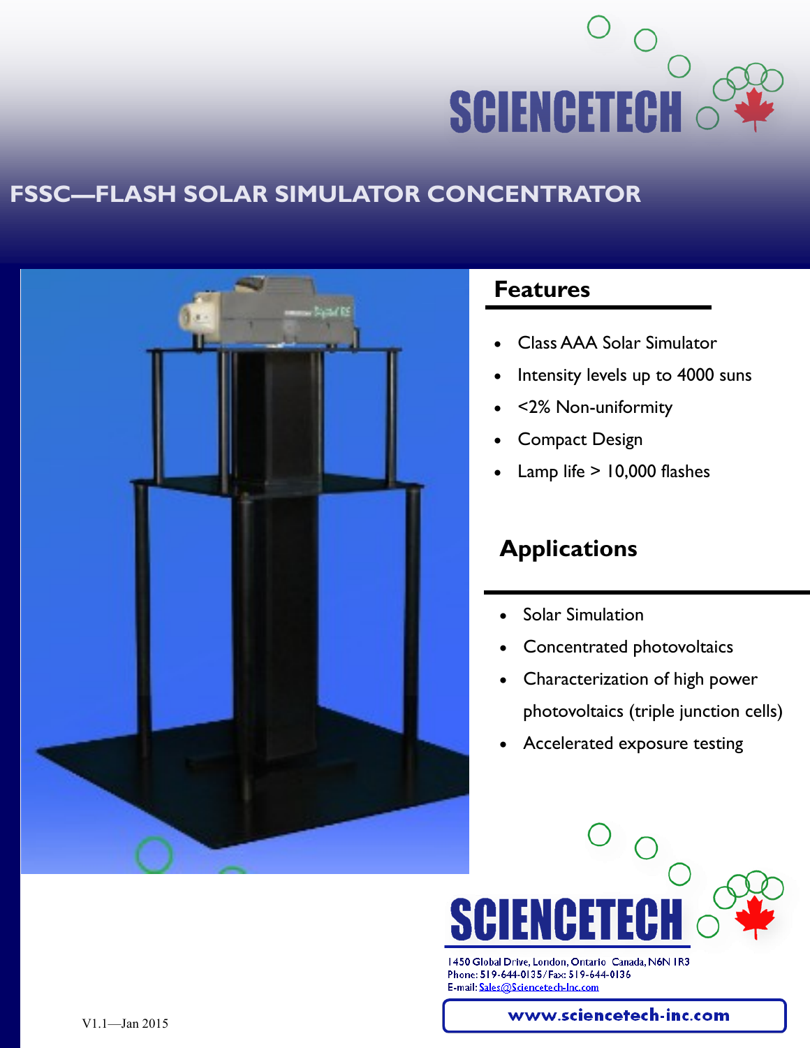SCIENCETECH

# FSSC—FLASH SOLAR SIMULATOR CONCENTRATOR

## Features

- Class AAA Solar Simulator
- Intensity levels up to 4000 suns
- <2% Non-uniformity
- Compact Design
- Lamp life > 10,000 flashes

## Applications

- Solar Simulation
- Concentrated photovoltaics
- Characterization of high power photovoltaics (triple junction cells)
- Accelerated exposure testing

SCIENCETECH

1450 Global Drive, London, Ontario Canada, N6N 1R3
Phone: 519-644-0135/Fax: 519-644-0136
E-mail: Sales@Sciencetech-Inc.com

www.sciencetech-inc.com

V1.1—Jan 2015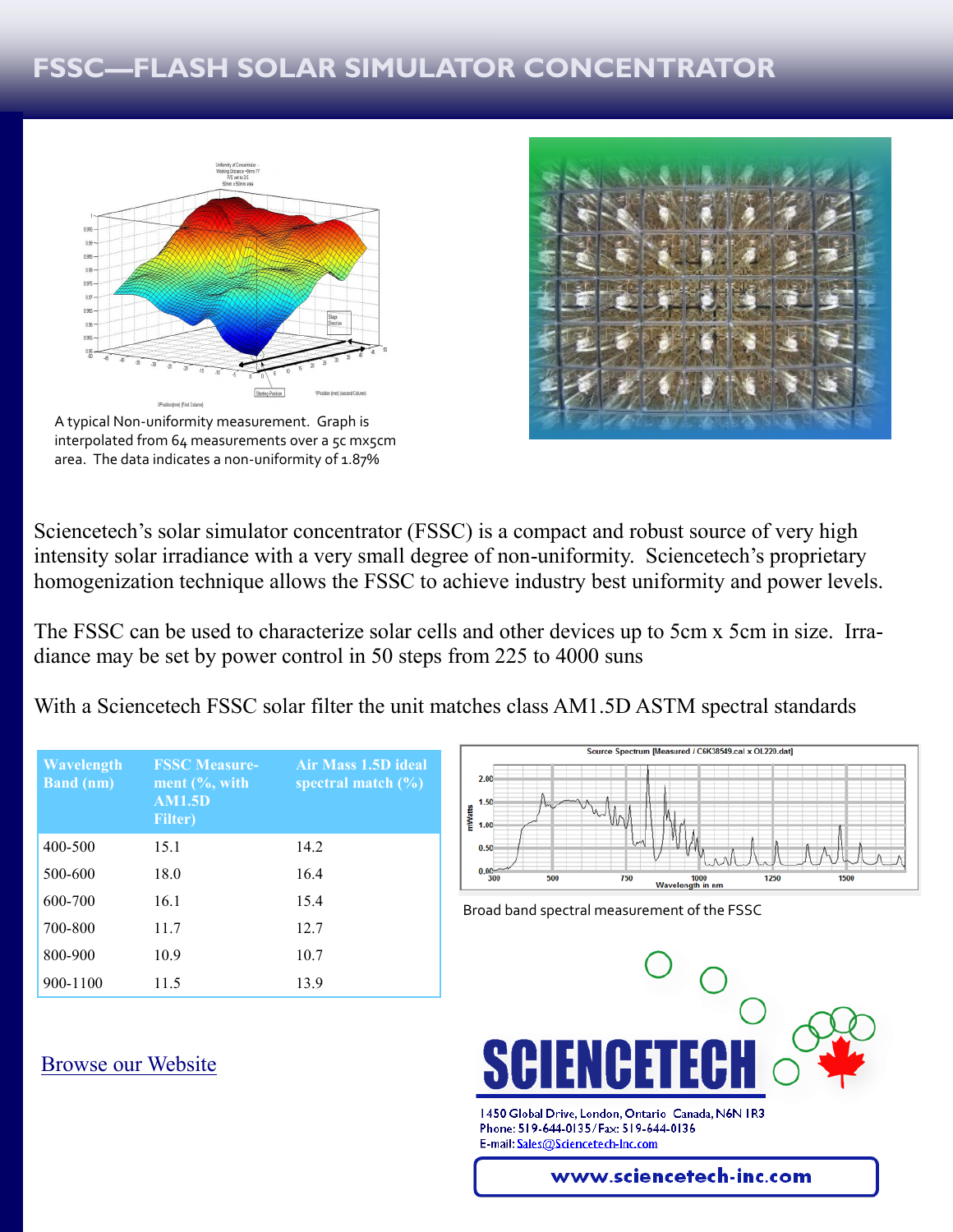# FSSC—FLASH SOLAR SIMULATOR CONCENTRATOR

A typical Non-uniformity measurement. Graph is interpolated from 64 measurements over a 5c mx5cm area. The data indicates a non-uniformity of 1.87%

Sciencetech's solar simulator concentrator (FSSC) is a compact and robust source of very high intensity solar irradiance with a very small degree of non-uniformity. Sciencetech's proprietary homogenization technique allows the FSSC to achieve industry best uniformity and power levels.

The FSSC can be used to characterize solar cells and other devices up to 5cm x 5cm in size. Irradiance may be set by power control in 50 steps from 225 to 4000 suns

With a Sciencetech FSSC solar filter the unit matches class AM1.5D ASTM spectral standards

| Wavelength Band (nm) | FSSC Measurement (%, with AM1.5D Filter) | Air Mass 1.5D ideal spectral match (%) |
|---|---|---|
| 400-500 | 15.1 | 14.2 |
| 500-600 | 18.0 | 16.4 |
| 600-700 | 16.1 | 15.4 |
| 700-800 | 11.7 | 12.7 |
| 800-900 | 10.9 | 10.7 |
| 900-1100 | 11.5 | 13.9 |

Broad band spectral measurement of the FSSC

[Browse our Website](http://www.sciencetech-inc.com)

**SCIENCETECH**

1450 Global Drive, London, Ontario Canada, N6N 1R3
Phone: 519-644-0135/Fax: 519-644-0136
E-mail: Sales@Sciencetech-Inc.com

www.sciencetech-inc.com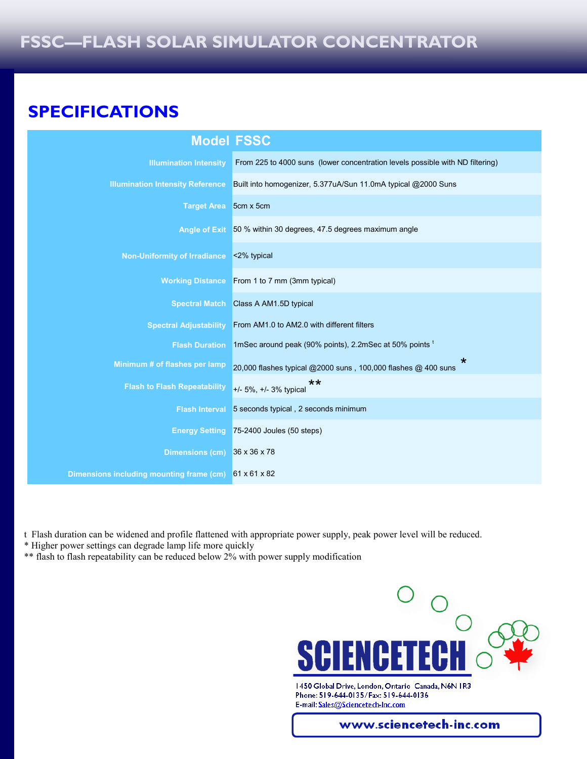# FSSC—FLASH SOLAR SIMULATOR CONCENTRATOR

## SPECIFICATIONS

| | Model FSSC |
|---|---|
| Illumination Intensity | From 225 to 4000 suns (lower concentration levels possible with ND filtering) |
| Illumination Intensity Reference | Built into homogenizer, 5.377uA/Sun 11.0mA typical @2000 Suns |
| Target Area | 5cm x 5cm |
| Angle of Exit | 50 % within 30 degrees, 47.5 degrees maximum angle |
| Non-Uniformity of Irradiance | <2% typical |
| Working Distance | From 1 to 7 mm (3mm typical) |
| Spectral Match | Class A AM1.5D typical |
| Spectral Adjustability | From AM1.0 to AM2.0 with different filters |
| Flash Duration | 1mSec around peak (90% points), 2.2mSec at 50% points t |
| Minimum # of flashes per lamp | 20,000 flashes typical @2000 suns , 100,000 flashes @ 400 suns * |
| Flash to Flash Repeatability | +/- 5%, +/- 3% typical ** |
| Flash Interval | 5 seconds typical , 2 seconds minimum |
| Energy Setting | 75-2400 Joules (50 steps) |
| Dimensions (cm) | 36 x 36 x 78 |
| Dimensions including mounting frame (cm) | 61 x 61 x 82 |

t Flash duration can be widened and profile flattened with appropriate power supply, peak power level will be reduced.
* Higher power settings can degrade lamp life more quickly
** flash to flash repeatability can be reduced below 2% with power supply modification

SCIENCETECH

1450 Global Drive, London, Ontario Canada, N6N 1R3
Phone: 519-644-0135/Fax: 519-644-0136
E-mail: Sales@Sciencetech-Inc.com

www.sciencetech-inc.com